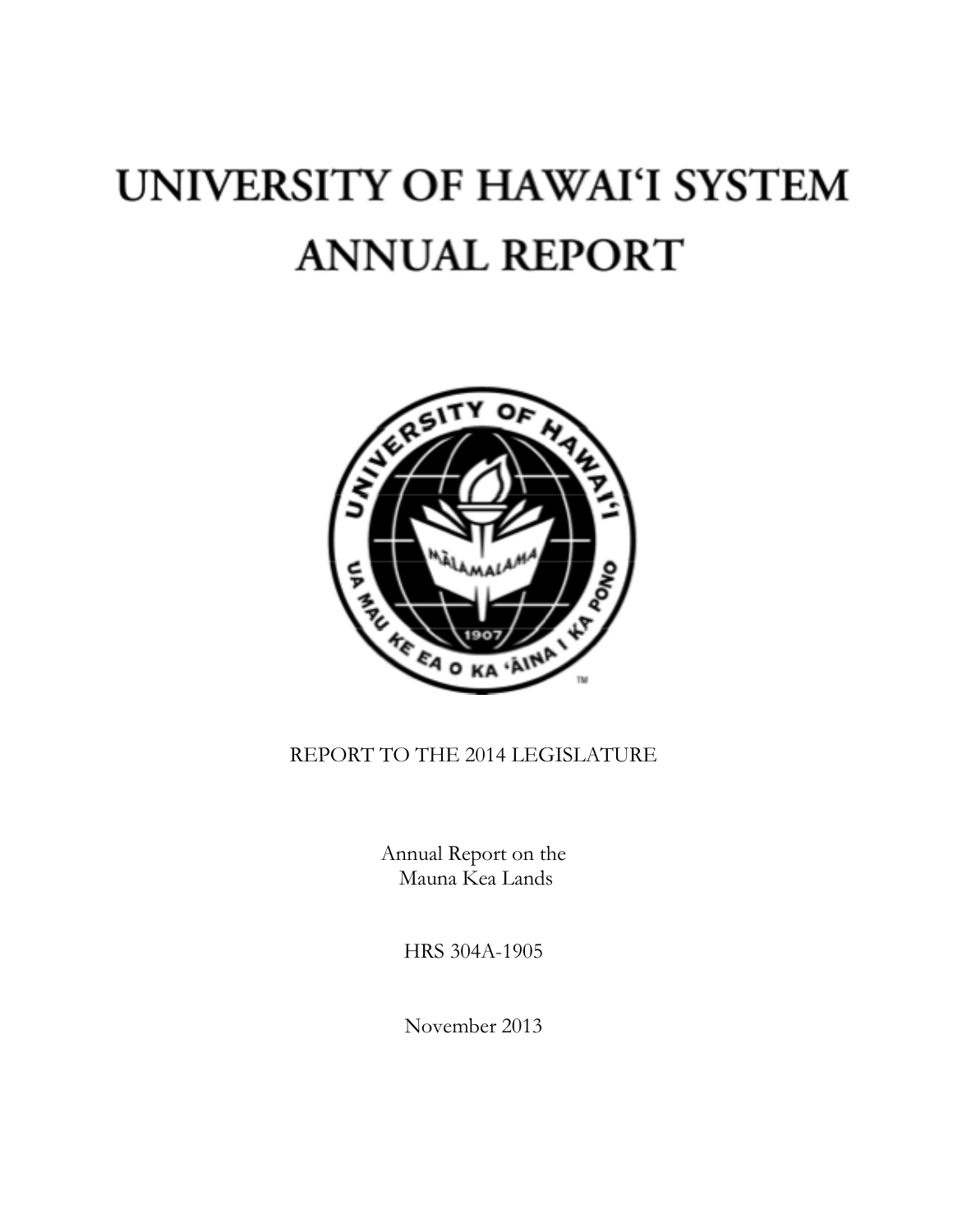# UNIVERSITY OF HAWAI'I SYSTEM ANNUAL REPORT

REPORT TO THE 2014 LEGISLATURE

Annual Report on the
Mauna Kea Lands

HRS 304A-1905

November 2013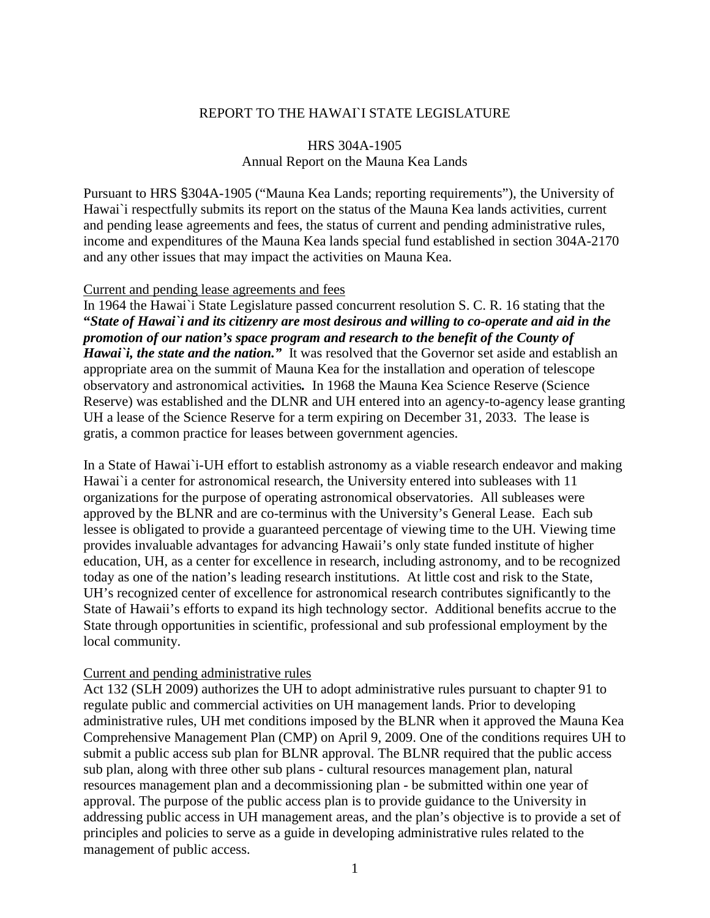REPORT TO THE HAWAI`I STATE LEGISLATURE

HRS 304A-1905
Annual Report on the Mauna Kea Lands

Pursuant to HRS §304A-1905 ("Mauna Kea Lands; reporting requirements"), the University of Hawai`i respectfully submits its report on the status of the Mauna Kea lands activities, current and pending lease agreements and fees, the status of current and pending administrative rules, income and expenditures of the Mauna Kea lands special fund established in section 304A-2170 and any other issues that may impact the activities on Mauna Kea.

Current and pending lease agreements and fees

In 1964 the Hawai`i State Legislature passed concurrent resolution S. C. R. 16 stating that the ***"State of Hawai`i and its citizenry are most desirous and willing to co-operate and aid in the promotion of our nation's space program and research to the benefit of the County of Hawai`i, the state and the nation."*** It was resolved that the Governor set aside and establish an appropriate area on the summit of Mauna Kea for the installation and operation of telescope observatory and astronomical activities. In 1968 the Mauna Kea Science Reserve (Science Reserve) was established and the DLNR and UH entered into an agency-to-agency lease granting UH a lease of the Science Reserve for a term expiring on December 31, 2033. The lease is gratis, a common practice for leases between government agencies.

In a State of Hawai`i-UH effort to establish astronomy as a viable research endeavor and making Hawai`i a center for astronomical research, the University entered into subleases with 11 organizations for the purpose of operating astronomical observatories. All subleases were approved by the BLNR and are co-terminus with the University's General Lease. Each sub lessee is obligated to provide a guaranteed percentage of viewing time to the UH. Viewing time provides invaluable advantages for advancing Hawaii's only state funded institute of higher education, UH, as a center for excellence in research, including astronomy, and to be recognized today as one of the nation's leading research institutions. At little cost and risk to the State, UH's recognized center of excellence for astronomical research contributes significantly to the State of Hawaii's efforts to expand its high technology sector. Additional benefits accrue to the State through opportunities in scientific, professional and sub professional employment by the local community.

Current and pending administrative rules

Act 132 (SLH 2009) authorizes the UH to adopt administrative rules pursuant to chapter 91 to regulate public and commercial activities on UH management lands. Prior to developing administrative rules, UH met conditions imposed by the BLNR when it approved the Mauna Kea Comprehensive Management Plan (CMP) on April 9, 2009. One of the conditions requires UH to submit a public access sub plan for BLNR approval. The BLNR required that the public access sub plan, along with three other sub plans - cultural resources management plan, natural resources management plan and a decommissioning plan - be submitted within one year of approval. The purpose of the public access plan is to provide guidance to the University in addressing public access in UH management areas, and the plan's objective is to provide a set of principles and policies to serve as a guide in developing administrative rules related to the management of public access.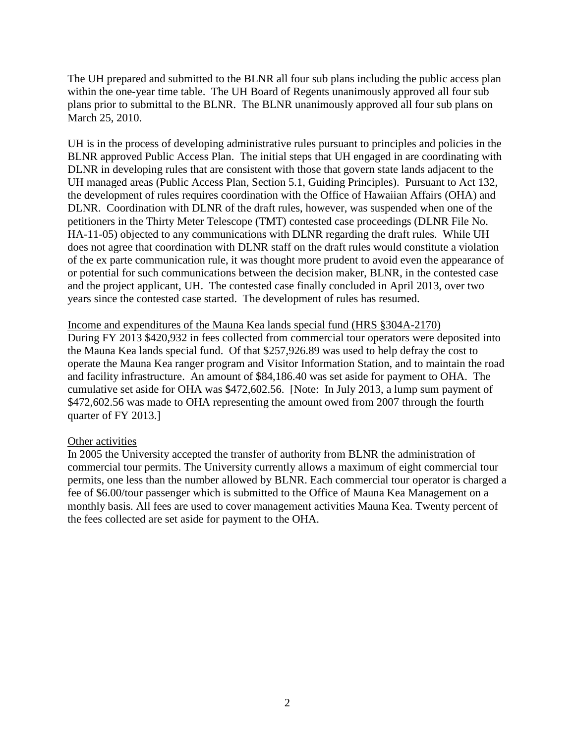The UH prepared and submitted to the BLNR all four sub plans including the public access plan within the one-year time table. The UH Board of Regents unanimously approved all four sub plans prior to submittal to the BLNR. The BLNR unanimously approved all four sub plans on March 25, 2010.

UH is in the process of developing administrative rules pursuant to principles and policies in the BLNR approved Public Access Plan. The initial steps that UH engaged in are coordinating with DLNR in developing rules that are consistent with those that govern state lands adjacent to the UH managed areas (Public Access Plan, Section 5.1, Guiding Principles). Pursuant to Act 132, the development of rules requires coordination with the Office of Hawaiian Affairs (OHA) and DLNR. Coordination with DLNR of the draft rules, however, was suspended when one of the petitioners in the Thirty Meter Telescope (TMT) contested case proceedings (DLNR File No. HA-11-05) objected to any communications with DLNR regarding the draft rules. While UH does not agree that coordination with DLNR staff on the draft rules would constitute a violation of the ex parte communication rule, it was thought more prudent to avoid even the appearance of or potential for such communications between the decision maker, BLNR, in the contested case and the project applicant, UH. The contested case finally concluded in April 2013, over two years since the contested case started. The development of rules has resumed.

<u>Income and expenditures of the Mauna Kea lands special fund (HRS §304A-2170)</u>

During FY 2013 $420,932 in fees collected from commercial tour operators were deposited into the Mauna Kea lands special fund. Of that $257,926.89 was used to help defray the cost to operate the Mauna Kea ranger program and Visitor Information Station, and to maintain the road and facility infrastructure. An amount of $84,186.40 was set aside for payment to OHA. The cumulative set aside for OHA was $472,602.56. [Note: In July 2013, a lump sum payment of $472,602.56 was made to OHA representing the amount owed from 2007 through the fourth quarter of FY 2013.]

<u>Other activities</u>

In 2005 the University accepted the transfer of authority from BLNR the administration of commercial tour permits. The University currently allows a maximum of eight commercial tour permits, one less than the number allowed by BLNR. Each commercial tour operator is charged a fee of $6.00/tour passenger which is submitted to the Office of Mauna Kea Management on a monthly basis. All fees are used to cover management activities Mauna Kea. Twenty percent of the fees collected are set aside for payment to the OHA.